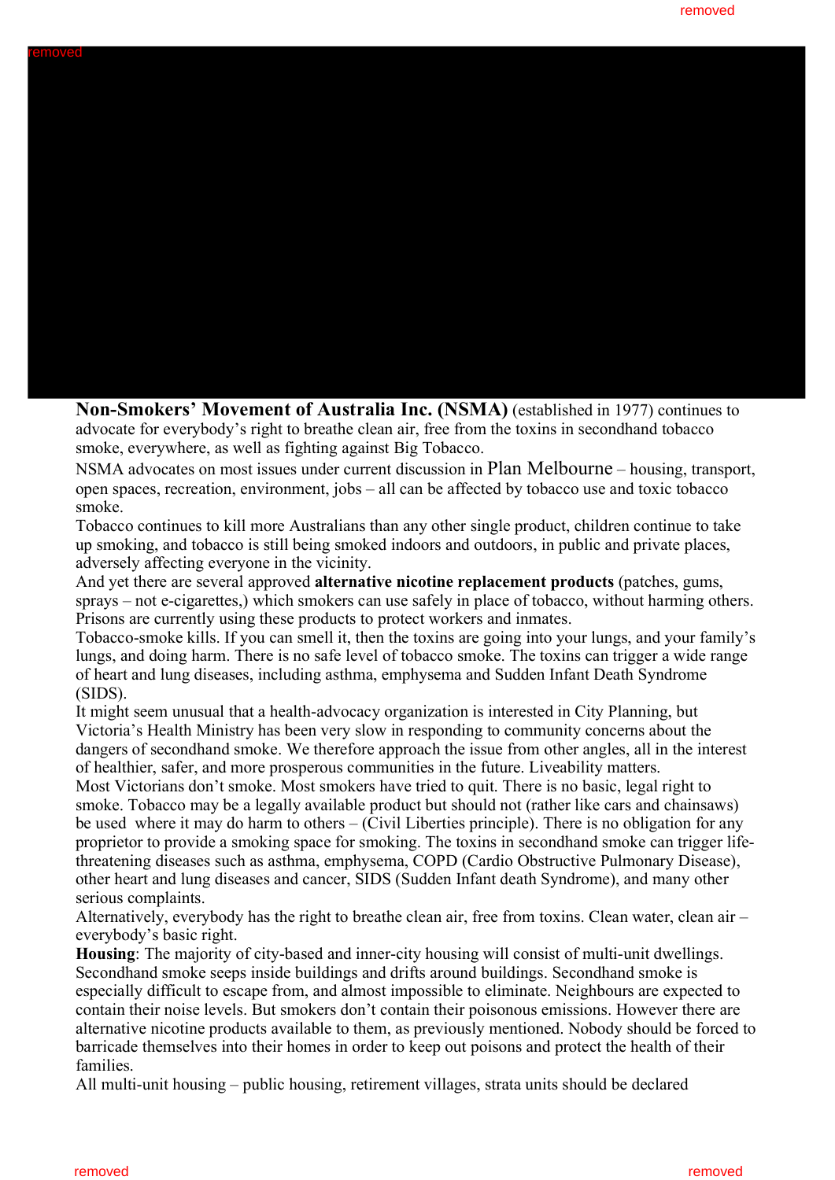**Non-Smokers' Movement of Australia Inc. (NSMA)** (established in 1977) continues to advocate for everybody's right to breathe clean air, free from the toxins in secondhand tobacco smoke, everywhere, as well as fighting against Big Tobacco.

NSMA advocates on most issues under current discussion in Plan Melbourne – housing, transport, open spaces, recreation, environment, jobs – all can be affected by tobacco use and toxic tobacco smoke.

Tobacco continues to kill more Australians than any other single product, children continue to take up smoking, and tobacco is still being smoked indoors and outdoors, in public and private places, adversely affecting everyone in the vicinity.

And yet there are several approved **alternative nicotine replacement products** (patches, gums, sprays – not e-cigarettes,) which smokers can use safely in place of tobacco, without harming others. Prisons are currently using these products to protect workers and inmates.

Tobacco-smoke kills. If you can smell it, then the toxins are going into your lungs, and your family's lungs, and doing harm. There is no safe level of tobacco smoke. The toxins can trigger a wide range of heart and lung diseases, including asthma, emphysema and Sudden Infant Death Syndrome (SIDS).

It might seem unusual that a health-advocacy organization is interested in City Planning, but Victoria's Health Ministry has been very slow in responding to community concerns about the dangers of secondhand smoke. We therefore approach the issue from other angles, all in the interest of healthier, safer, and more prosperous communities in the future. Liveability matters.

Most Victorians don't smoke. Most smokers have tried to quit. There is no basic, legal right to smoke. Tobacco may be a legally available product but should not (rather like cars and chainsaws) be used where it may do harm to others – (Civil Liberties principle). There is no obligation for any proprietor to provide a smoking space for smoking. The toxins in secondhand smoke can trigger life-threatening diseases such as asthma, emphysema, COPD (Cardio Obstructive Pulmonary Disease), other heart and lung diseases and cancer, SIDS (Sudden Infant death Syndrome), and many other serious complaints.

Alternatively, everybody has the right to breathe clean air, free from toxins. Clean water, clean air – everybody's basic right.

**Housing**: The majority of city-based and inner-city housing will consist of multi-unit dwellings. Secondhand smoke seeps inside buildings and drifts around buildings. Secondhand smoke is especially difficult to escape from, and almost impossible to eliminate. Neighbours are expected to contain their noise levels. But smokers don't contain their poisonous emissions. However there are alternative nicotine products available to them, as previously mentioned. Nobody should be forced to barricade themselves into their homes in order to keep out poisons and protect the health of their families.

All multi-unit housing – public housing, retirement villages, strata units should be declared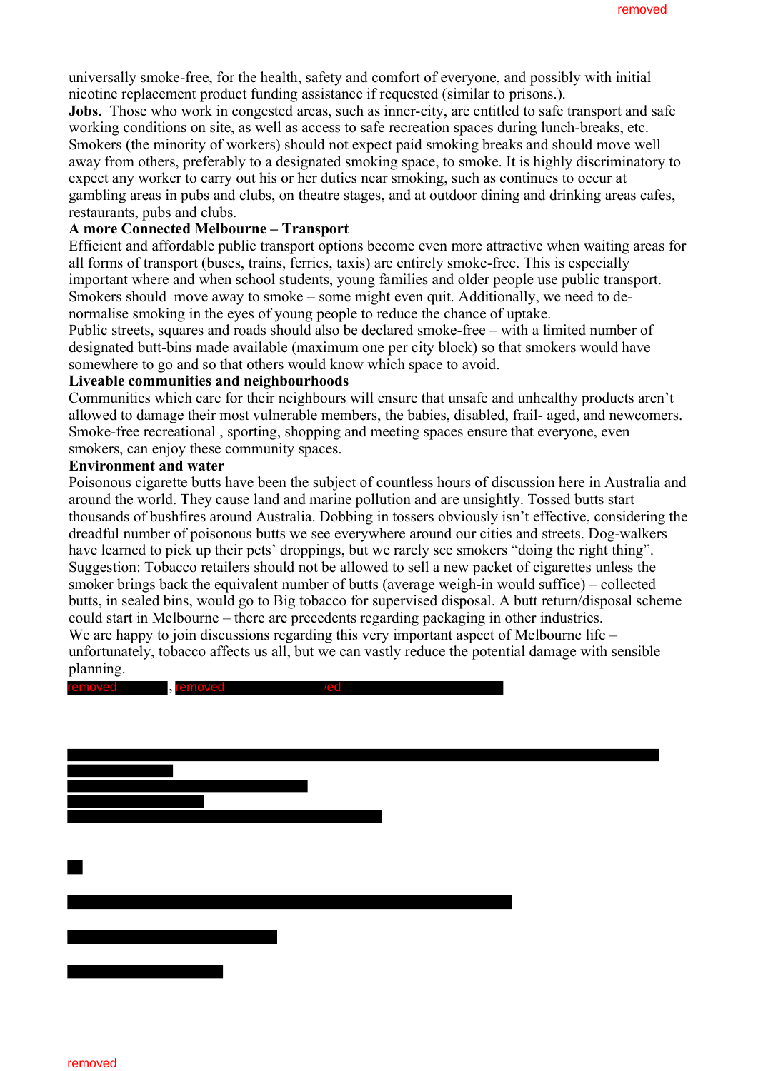universally smoke-free, for the health, safety and comfort of everyone, and possibly with initial nicotine replacement product funding assistance if requested (similar to prisons.).

**Jobs.** Those who work in congested areas, such as inner-city, are entitled to safe transport and safe working conditions on site, as well as access to safe recreation spaces during lunch-breaks, etc. Smokers (the minority of workers) should not expect paid smoking breaks and should move well away from others, preferably to a designated smoking space, to smoke. It is highly discriminatory to expect any worker to carry out his or her duties near smoking, such as continues to occur at gambling areas in pubs and clubs, on theatre stages, and at outdoor dining and drinking areas cafes, restaurants, pubs and clubs.

**A more Connected Melbourne – Transport**

Efficient and affordable public transport options become even more attractive when waiting areas for all forms of transport (buses, trains, ferries, taxis) are entirely smoke-free. This is especially important where and when school students, young families and older people use public transport. Smokers should move away to smoke – some might even quit. Additionally, we need to de-normalise smoking in the eyes of young people to reduce the chance of uptake.

Public streets, squares and roads should also be declared smoke-free – with a limited number of designated butt-bins made available (maximum one per city block) so that smokers would have somewhere to go and so that others would know which space to avoid.

**Liveable communities and neighbourhoods**

Communities which care for their neighbours will ensure that unsafe and unhealthy products aren't allowed to damage their most vulnerable members, the babies, disabled, frail- aged, and newcomers. Smoke-free recreational , sporting, shopping and meeting spaces ensure that everyone, even smokers, can enjoy these community spaces.

**Environment and water**

Poisonous cigarette butts have been the subject of countless hours of discussion here in Australia and around the world. They cause land and marine pollution and are unsightly. Tossed butts start thousands of bushfires around Australia. Dobbing in tossers obviously isn't effective, considering the dreadful number of poisonous butts we see everywhere around our cities and streets. Dog-walkers have learned to pick up their pets' droppings, but we rarely see smokers "doing the right thing".

Suggestion: Tobacco retailers should not be allowed to sell a new packet of cigarettes unless the smoker brings back the equivalent number of butts (average weigh-in would suffice) – collected butts, in sealed bins, would go to Big tobacco for supervised disposal. A butt return/disposal scheme could start in Melbourne – there are precedents regarding packaging in other industries.

We are happy to join discussions regarding this very important aspect of Melbourne life – unfortunately, tobacco affects us all, but we can vastly reduce the potential damage with sensible planning.

removed, removed ved